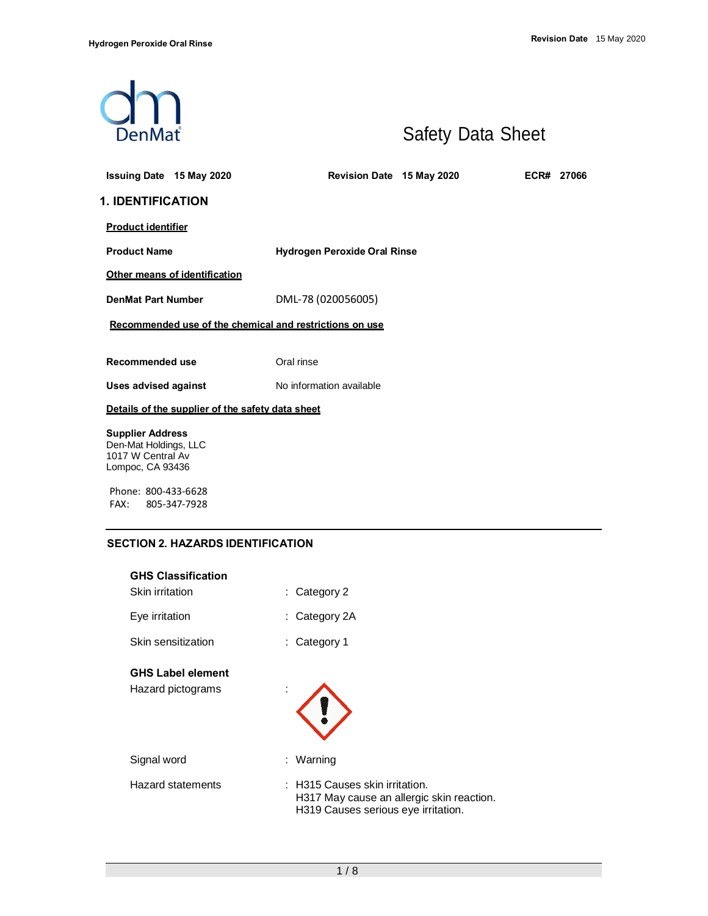# Safety Data Sheet

**Issuing Date** 15 May 2020 **Revision Date** 15 May 2020 **ECR#** 27066

## 1. IDENTIFICATION

**Product identifier**

**Product Name** **Hydrogen Peroxide Oral Rinse**

**Other means of identification**

**DenMat Part Number** DML-78 (020056005)

**Recommended use of the chemical and restrictions on use**

**Recommended use** Oral rinse

**Uses advised against** No information available

**Details of the supplier of the safety data sheet**

**Supplier Address**
Den-Mat Holdings, LLC
1017 W Central Av
Lompoc, CA 93436

Phone: 800-433-6628
FAX: 805-347-7928

## SECTION 2. HAZARDS IDENTIFICATION

**GHS Classification**

Skin irritation : Category 2

Eye irritation : Category 2A

Skin sensitization : Category 1

**GHS Label element**

Hazard pictograms :

Signal word : Warning

Hazard statements : H315 Causes skin irritation.
H317 May cause an allergic skin reaction.
H319 Causes serious eye irritation.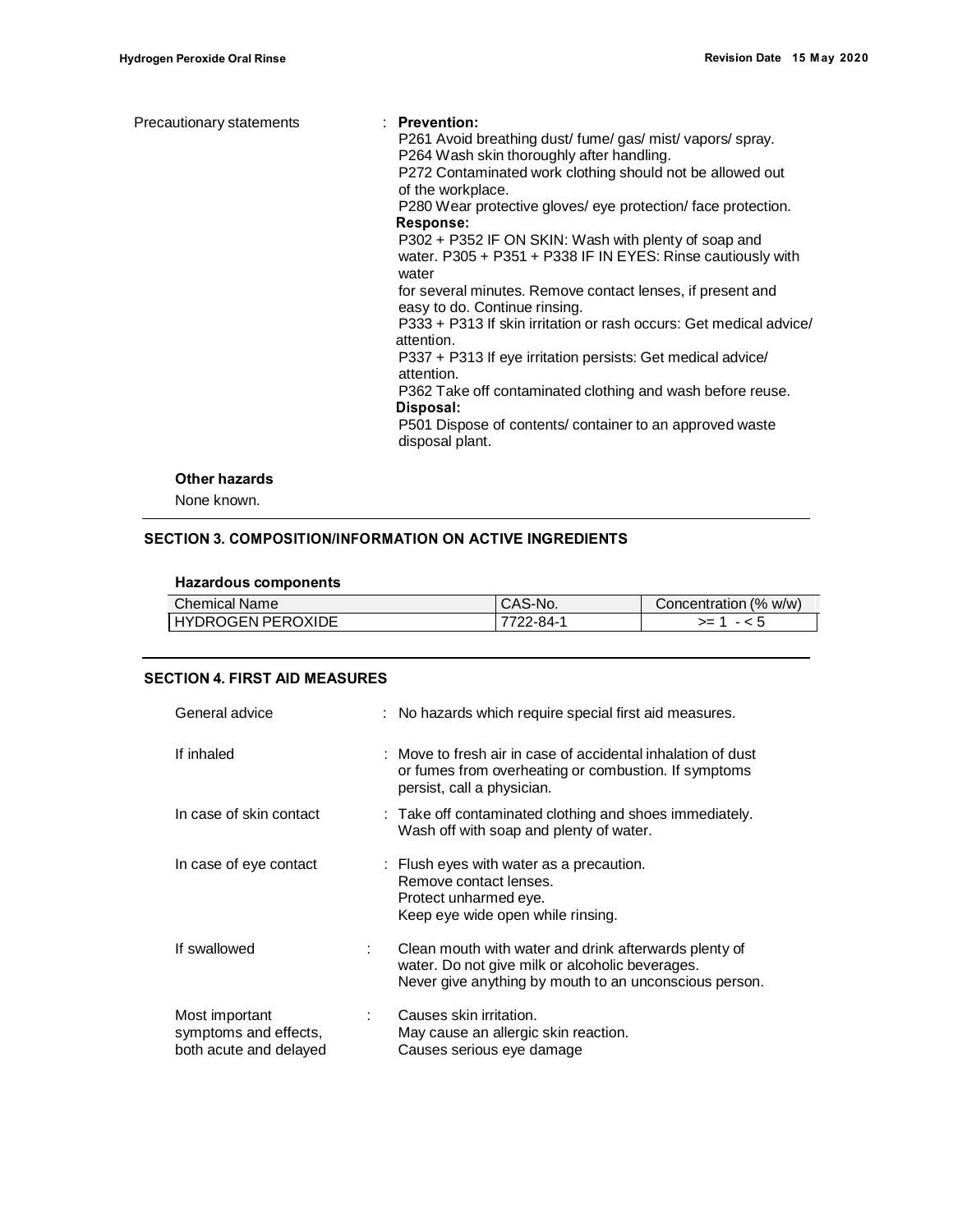Precautionary statements : **Prevention:**

P261 Avoid breathing dust/ fume/ gas/ mist/ vapors/ spray.
P264 Wash skin thoroughly after handling.
P272 Contaminated work clothing should not be allowed out of the workplace.
P280 Wear protective gloves/ eye protection/ face protection.

**Response:**

P302 + P352 IF ON SKIN: Wash with plenty of soap and water. P305 + P351 + P338 IF IN EYES: Rinse cautiously with water
for several minutes. Remove contact lenses, if present and easy to do. Continue rinsing.
P333 + P313 If skin irritation or rash occurs: Get medical advice/ attention.
P337 + P313 If eye irritation persists: Get medical advice/ attention.
P362 Take off contaminated clothing and wash before reuse.

**Disposal:**

P501 Dispose of contents/ container to an approved waste disposal plant.

**Other hazards**

None known.

## SECTION 3. COMPOSITION/INFORMATION ON ACTIVE INGREDIENTS

**Hazardous components**

| Chemical Name | CAS-No. | Concentration (% w/w) |
|---|---|---|
| HYDROGEN PEROXIDE | 7722-84-1 | >= 1 - < 5 |

## SECTION 4. FIRST AID MEASURES

General advice : No hazards which require special first aid measures.

If inhaled : Move to fresh air in case of accidental inhalation of dust or fumes from overheating or combustion. If symptoms persist, call a physician.

In case of skin contact : Take off contaminated clothing and shoes immediately. Wash off with soap and plenty of water.

In case of eye contact : Flush eyes with water as a precaution.
Remove contact lenses.
Protect unharmed eye.
Keep eye wide open while rinsing.

If swallowed : Clean mouth with water and drink afterwards plenty of water. Do not give milk or alcoholic beverages.
Never give anything by mouth to an unconscious person.

Most important symptoms and effects, both acute and delayed : Causes skin irritation.
May cause an allergic skin reaction.
Causes serious eye damage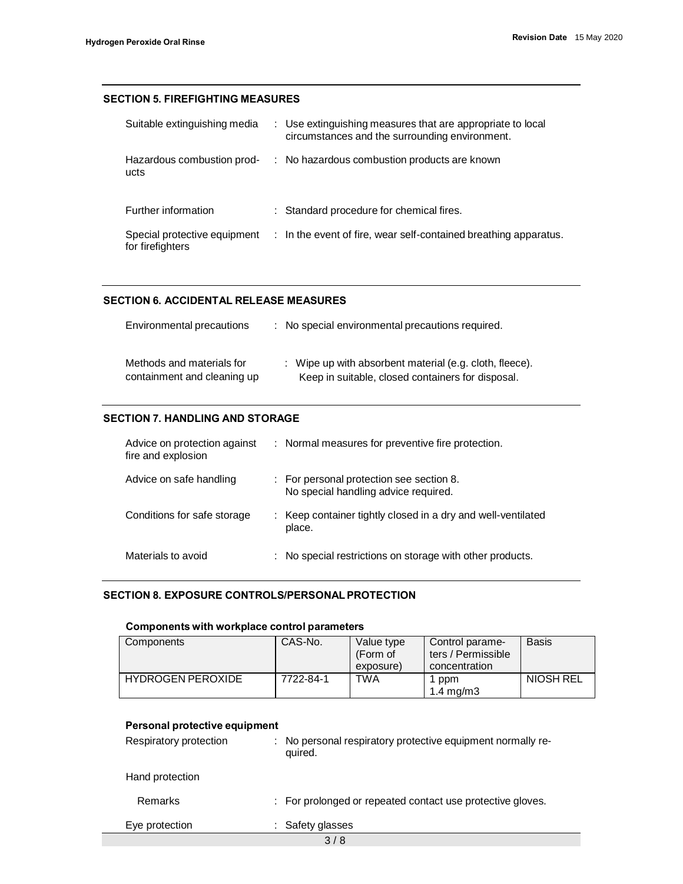## SECTION 5. FIREFIGHTING MEASURES

| | |
|---|---|
| Suitable extinguishing media | : Use extinguishing measures that are appropriate to local circumstances and the surrounding environment. |
| Hazardous combustion products | : No hazardous combustion products are known |
| Further information | : Standard procedure for chemical fires. |
| Special protective equipment for firefighters | : In the event of fire, wear self-contained breathing apparatus. |

## SECTION 6. ACCIDENTAL RELEASE MEASURES

| | |
|---|---|
| Environmental precautions | : No special environmental precautions required. |
| Methods and materials for containment and cleaning up | : Wipe up with absorbent material (e.g. cloth, fleece). Keep in suitable, closed containers for disposal. |

## SECTION 7. HANDLING AND STORAGE

| | |
|---|---|
| Advice on protection against fire and explosion | : Normal measures for preventive fire protection. |
| Advice on safe handling | : For personal protection see section 8. No special handling advice required. |
| Conditions for safe storage | : Keep container tightly closed in a dry and well-ventilated place. |
| Materials to avoid | : No special restrictions on storage with other products. |

## SECTION 8. EXPOSURE CONTROLS/PERSONAL PROTECTION

**Components with workplace control parameters**

| Components | CAS-No. | Value type (Form of exposure) | Control parameters / Permissible concentration | Basis |
|---|---|---|---|---|
| HYDROGEN PEROXIDE | 7722-84-1 | TWA | 1 ppm<br>1.4 mg/m3 | NIOSH REL |

**Personal protective equipment**

| | |
|---|---|
| Respiratory protection | : No personal respiratory protective equipment normally required. |
| Hand protection | |
| Remarks | : For prolonged or repeated contact use protective gloves. |
| Eye protection | : Safety glasses |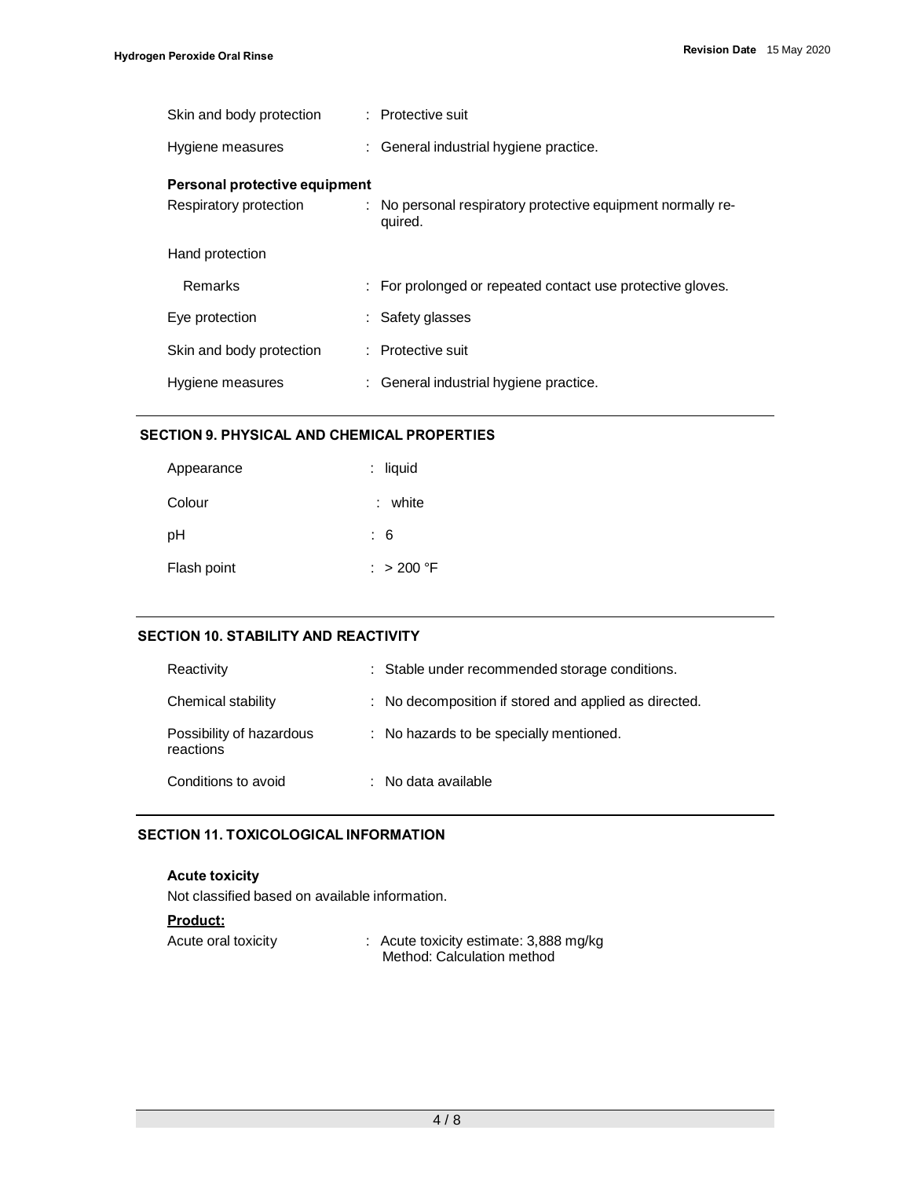| | | |
|---|---|---|
| Skin and body protection | : | Protective suit |
| Hygiene measures | : | General industrial hygiene practice. |

**Personal protective equipment**

| | | |
|---|---|---|
| Respiratory protection | : | No personal respiratory protective equipment normally required. |
| Hand protection | | |
| Remarks | : | For prolonged or repeated contact use protective gloves. |
| Eye protection | : | Safety glasses |
| Skin and body protection | : | Protective suit |
| Hygiene measures | : | General industrial hygiene practice. |

## SECTION 9. PHYSICAL AND CHEMICAL PROPERTIES

| | | |
|---|---|---|
| Appearance | : | liquid |
| Colour | : | white |
| pH | : | 6 |
| Flash point | : | > 200 °F |

## SECTION 10. STABILITY AND REACTIVITY

| | | |
|---|---|---|
| Reactivity | : | Stable under recommended storage conditions. |
| Chemical stability | : | No decomposition if stored and applied as directed. |
| Possibility of hazardous reactions | : | No hazards to be specially mentioned. |
| Conditions to avoid | : | No data available |

## SECTION 11. TOXICOLOGICAL INFORMATION

**Acute toxicity**

Not classified based on available information.

**Product:**

| | | |
|---|---|---|
| Acute oral toxicity | : | Acute toxicity estimate: 3,888 mg/kg<br>Method: Calculation method |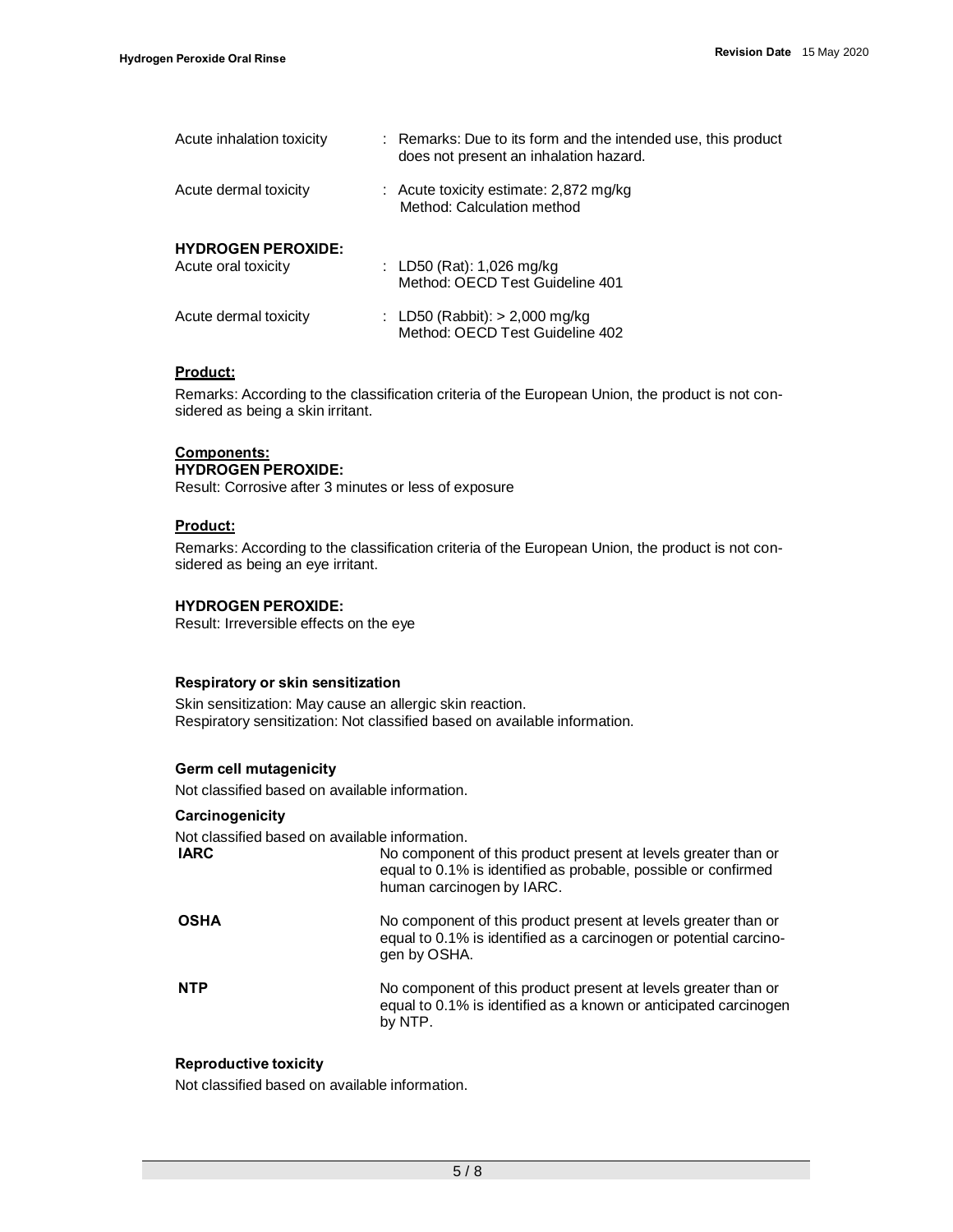| | |
|---|---|
| Acute inhalation toxicity | : Remarks: Due to its form and the intended use, this product does not present an inhalation hazard. |
| Acute dermal toxicity | : Acute toxicity estimate: 2,872 mg/kg<br>Method: Calculation method |

**HYDROGEN PEROXIDE:**

| | |
|---|---|
| Acute oral toxicity | : LD50 (Rat): 1,026 mg/kg<br>Method: OECD Test Guideline 401 |
| Acute dermal toxicity | : LD50 (Rabbit): > 2,000 mg/kg<br>Method: OECD Test Guideline 402 |

**Product:**

Remarks: According to the classification criteria of the European Union, the product is not considered as being a skin irritant.

**Components:**

**HYDROGEN PEROXIDE:**

Result: Corrosive after 3 minutes or less of exposure

**Product:**

Remarks: According to the classification criteria of the European Union, the product is not considered as being an eye irritant.

**HYDROGEN PEROXIDE:**

Result: Irreversible effects on the eye

**Respiratory or skin sensitization**

Skin sensitization: May cause an allergic skin reaction.
Respiratory sensitization: Not classified based on available information.

**Germ cell mutagenicity**

Not classified based on available information.

**Carcinogenicity**

Not classified based on available information.

| | |
|---|---|
| **IARC** | No component of this product present at levels greater than or equal to 0.1% is identified as probable, possible or confirmed human carcinogen by IARC. |
| **OSHA** | No component of this product present at levels greater than or equal to 0.1% is identified as a carcinogen or potential carcinogen by OSHA. |
| **NTP** | No component of this product present at levels greater than or equal to 0.1% is identified as a known or anticipated carcinogen by NTP. |

**Reproductive toxicity**

Not classified based on available information.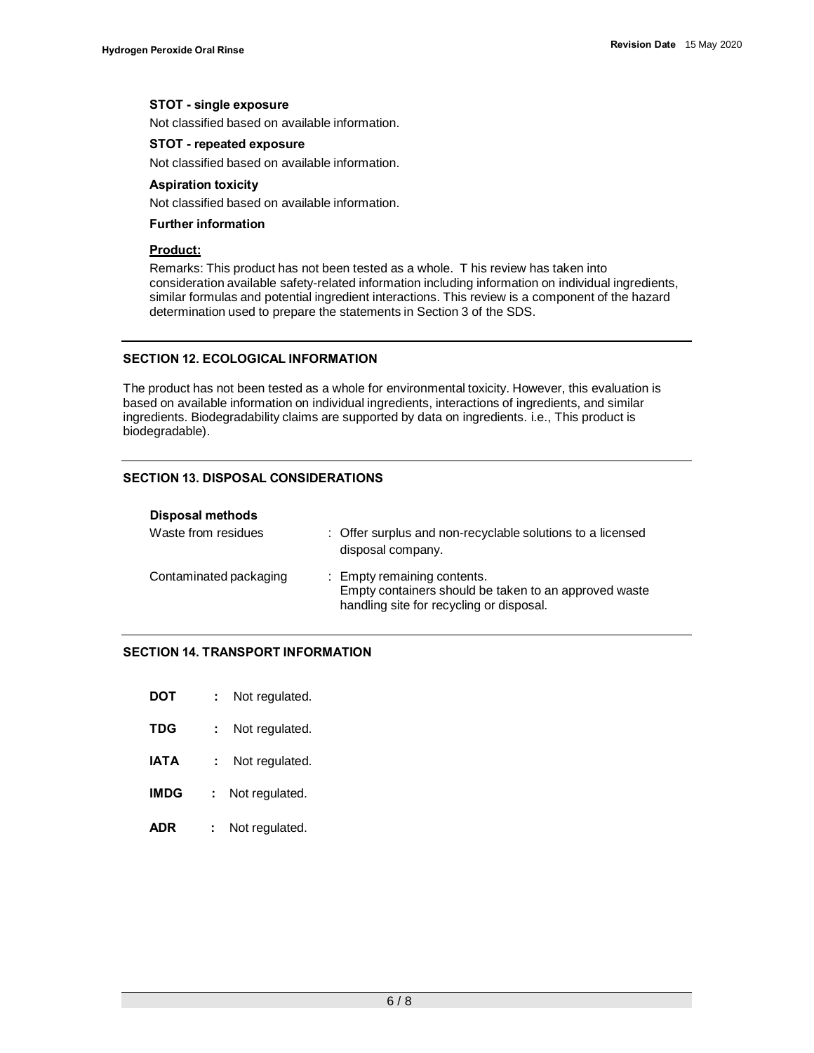**STOT - single exposure**

Not classified based on available information.

**STOT - repeated exposure**

Not classified based on available information.

**Aspiration toxicity**

Not classified based on available information.

**Further information**

**Product:**

Remarks: This product has not been tested as a whole. T his review has taken into consideration available safety-related information including information on individual ingredients, similar formulas and potential ingredient interactions. This review is a component of the hazard determination used to prepare the statements in Section 3 of the SDS.

## SECTION 12. ECOLOGICAL INFORMATION

The product has not been tested as a whole for environmental toxicity. However, this evaluation is based on available information on individual ingredients, interactions of ingredients, and similar ingredients. Biodegradability claims are supported by data on ingredients. i.e., This product is biodegradable).

## SECTION 13. DISPOSAL CONSIDERATIONS

**Disposal methods**

| | |
|---|---|
| Waste from residues | : Offer surplus and non-recyclable solutions to a licensed disposal company. |
| Contaminated packaging | : Empty remaining contents. Empty containers should be taken to an approved waste handling site for recycling or disposal. |

## SECTION 14. TRANSPORT INFORMATION

**DOT** : Not regulated.

**TDG** : Not regulated.

**IATA** : Not regulated.

**IMDG** : Not regulated.

**ADR** : Not regulated.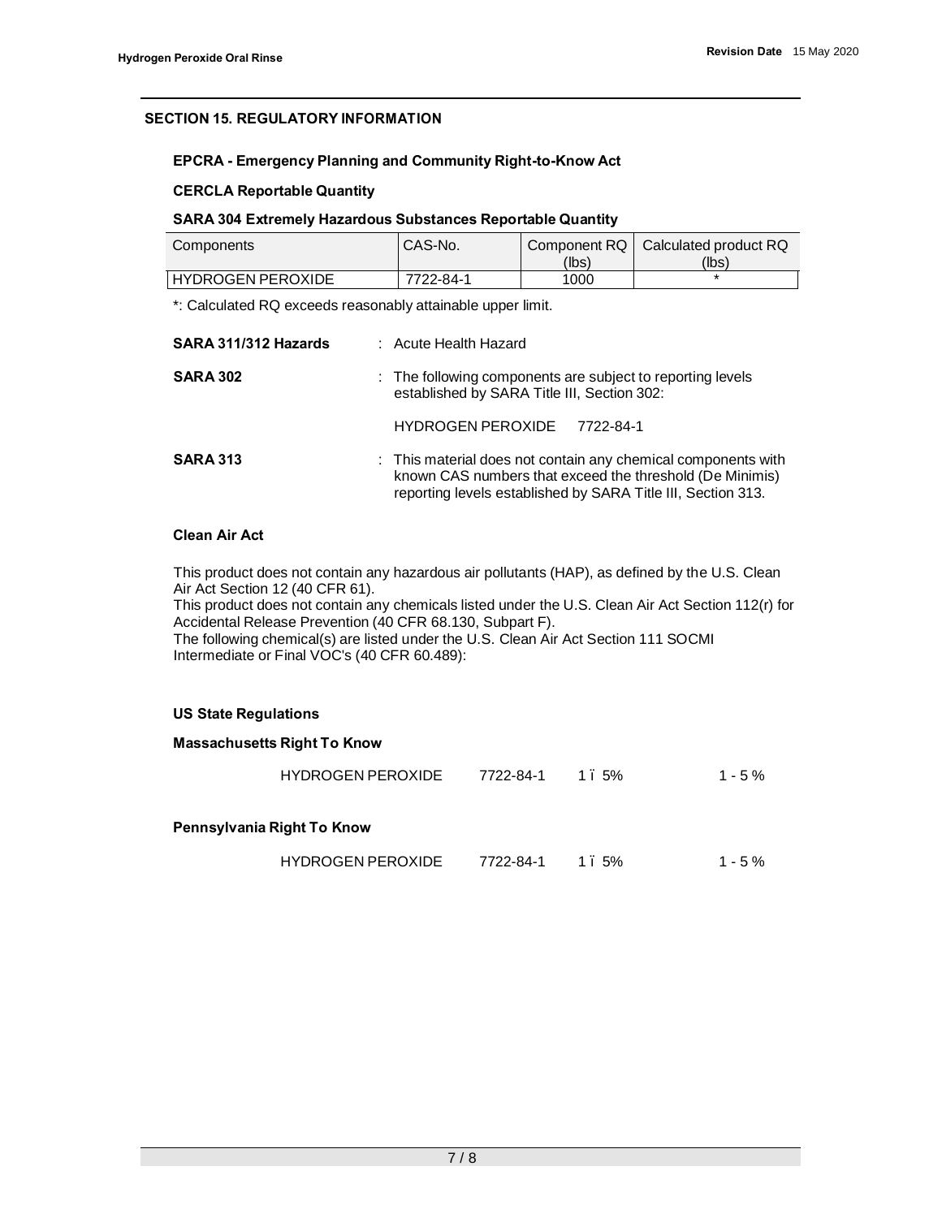## SECTION 15. REGULATORY INFORMATION

### EPCRA - Emergency Planning and Community Right-to-Know Act

**CERCLA Reportable Quantity**

**SARA 304 Extremely Hazardous Substances Reportable Quantity**

| Components | CAS-No. | Component RQ (lbs) | Calculated product RQ (lbs) |
|---|---|---|---|
| HYDROGEN PEROXIDE | 7722-84-1 | 1000 | * |

*: Calculated RQ exceeds reasonably attainable upper limit.

**SARA 311/312 Hazards** : Acute Health Hazard

**SARA 302** : The following components are subject to reporting levels established by SARA Title III, Section 302:

HYDROGEN PEROXIDE 7722-84-1

**SARA 313** : This material does not contain any chemical components with known CAS numbers that exceed the threshold (De Minimis) reporting levels established by SARA Title III, Section 313.

**Clean Air Act**

This product does not contain any hazardous air pollutants (HAP), as defined by the U.S. Clean Air Act Section 12 (40 CFR 61).
This product does not contain any chemicals listed under the U.S. Clean Air Act Section 112(r) for Accidental Release Prevention (40 CFR 68.130, Subpart F).
The following chemical(s) are listed under the U.S. Clean Air Act Section 111 SOCMI Intermediate or Final VOC's (40 CFR 60.489):

**US State Regulations**

**Massachusetts Right To Know**

| | | | |
|---|---|---|---|
| HYDROGEN PEROXIDE | 7722-84-1 | 1 ï 5% | 1 - 5 % |

**Pennsylvania Right To Know**

| | | | |
|---|---|---|---|
| HYDROGEN PEROXIDE | 7722-84-1 | 1 ï 5% | 1 - 5 % |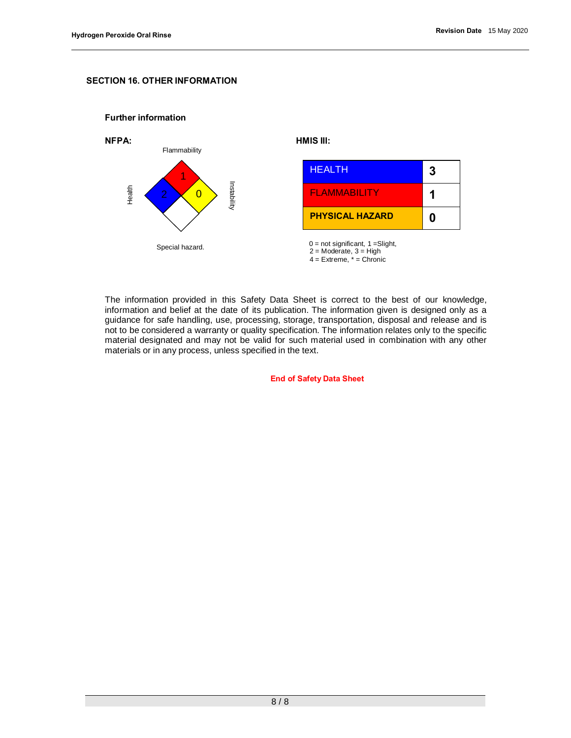## SECTION 16. OTHER INFORMATION

### Further information

**NFPA:**

Flammability

Health

Instability

1

2

0

Special hazard.

**HMIS III:**

| | |
|---|---|
| HEALTH | 3 |
| FLAMMABILITY | 1 |
| PHYSICAL HAZARD | 0 |

0 = not significant, 1 =Slight,
2 = Moderate, 3 = High
4 = Extreme, * = Chronic

The information provided in this Safety Data Sheet is correct to the best of our knowledge, information and belief at the date of its publication. The information given is designed only as a guidance for safe handling, use, processing, storage, transportation, disposal and release and is not to be considered a warranty or quality specification. The information relates only to the specific material designated and may not be valid for such material used in combination with any other materials or in any process, unless specified in the text.

**End of Safety Data Sheet**